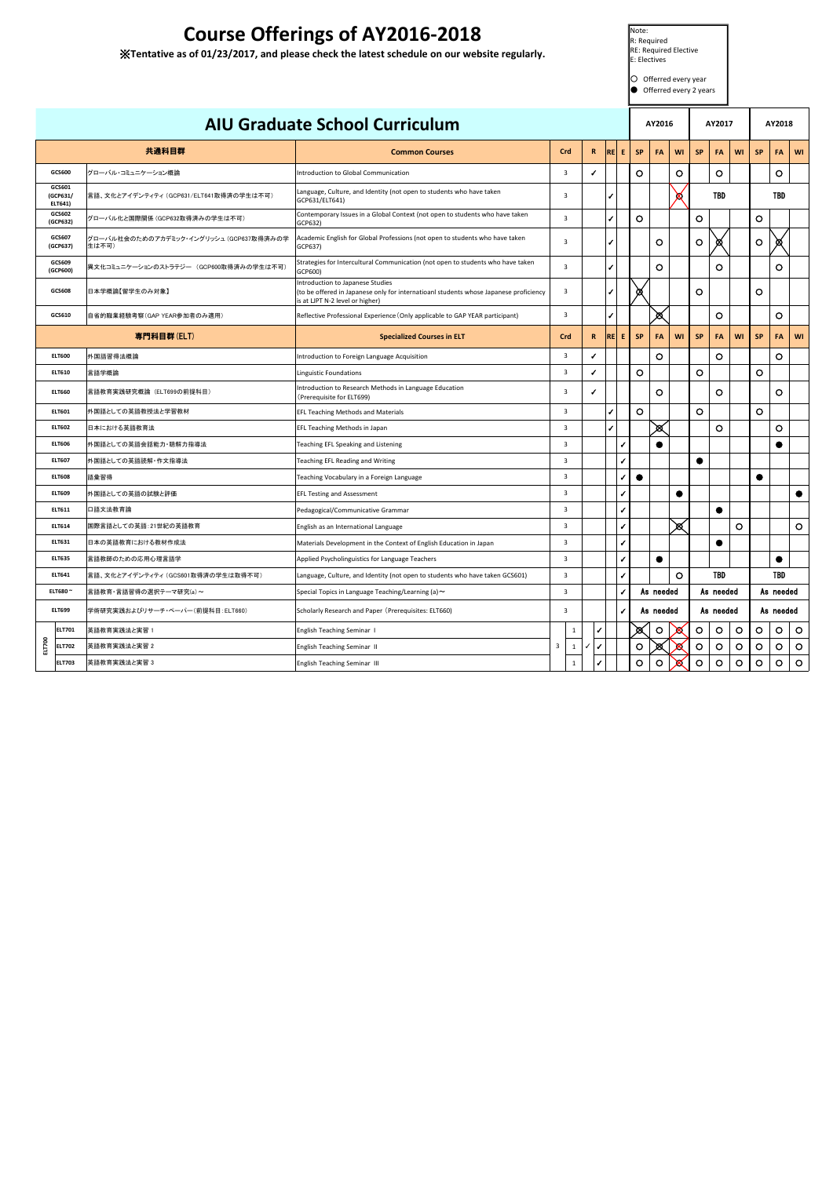# Course Offerings of AY2016-2018

※Tentative as of 01/23/2017, and please check the latest schedule on our website regularly.

Note:
R: Required
RE: Required Elective
E: Electives

○ Offerred every year
● Offerred every 2 years

## AIU Graduate School Curriculum

| | 共通科目群 | Common Courses | Crd | R | RE | E | AY2016 SP | AY2016 FA | AY2016 WI | AY2017 SP | AY2017 FA | AY2017 WI | AY2018 SP | AY2018 FA | AY2018 WI |
|---|---|---|---|---|---|---|---|---|---|---|---|---|---|---|---|
| GCS600 | グローバル･コミュニケーション概論 | Introduction to Global Communication | 3 | ✓ | | | ○ | | ○ | | ○ | | | ○ | |
| GCS601 (GCP631/ ELT641) | 言語、文化とアイデンティティ（GCP631/ELT641取得済の学生は不可） | Language, Culture, and Identity (not open to students who have taken GCP631/ELT641) | 3 | | ✓ | | | | ⊗ | TBD | | | TBD | | |
| GCS602 (GCP632) | グローバル化と国際関係（GCP632取得済みの学生は不可） | Contemporary Issues in a Global Context (not open to students who have taken GCP632) | 3 | | ✓ | | ○ | | | ○ | | | ○ | | |
| GCS607 (GCP637) | グローバル社会のためのアカデミック･イングリッシュ（GCP637取得済みの学生は不可） | Academic English for Global Professions (not open to students who have taken GCP637) | 3 | | ✓ | | | ○ | | ○ | ⊗ | | ○ | ⊗ | |
| GCS609 (GCP600) | 異文化コミュニケーションのストラテジー （GCP600取得済みの学生は不可） | Strategies for Intercultural Communication (not open to students who have taken GCP600) | 3 | | ✓ | | | ○ | | | ○ | | | ○ | |
| GCS608 | 日本学概論【留学生のみ対象】 | Introduction to Japanese Studies (to be offered in Japanese only for internatioanl students whose Japanese proficiency is at LJPT N-2 level or higher) | 3 | | ✓ | | ⊗ | | | ○ | | | ○ | | |
| GCS610 | 自省的職業経験考察(GAP YEAR参加者のみ適用) | Reflective Professional Experience (Only applicable to GAP YEAR participant) | 3 | | ✓ | | | ⊗ | | | ○ | | | ○ | |
| | 専門科目群（ELT) | Specialized Courses in ELT | Crd | R | RE | E | SP | FA | WI | SP | FA | WI | SP | FA | WI |
| ELT600 | 外国語習得法概論 | Introduction to Foreign Language Acquisition | 3 | ✓ | | | | ○ | | | ○ | | | ○ | |
| ELT610 | 言語学概論 | Linguistic Foundations | 3 | ✓ | | | ○ | | | ○ | | | ○ | | |
| ELT660 | 言語教育実践研究概論 （ELT699の前提科目） | Introduction to Research Methods in Language Education (Prerequisite for ELT699) | 3 | ✓ | | | | ○ | | | ○ | | | ○ | |
| ELT601 | 外国語としての英語教授法と学習教材 | EFL Teaching Methods and Materials | 3 | | ✓ | | ○ | | | ○ | | | ○ | | |
| ELT602 | 日本における英語教育法 | EFL Teaching Methods in Japan | 3 | | ✓ | | | ⊗ | | | ○ | | | ○ | |
| ELT606 | 外国語としての英語会話能力・聴解力指導法 | Teaching EFL Speaking and Listening | 3 | | | ✓ | | ● | | | | | | ● | |
| ELT607 | 外国語としての英語読解・作文指導法 | Teaching EFL Reading and Writing | 3 | | | ✓ | | | | ● | | | | | |
| ELT608 | 語彙習得 | Teaching Vocabulary in a Foreign Language | 3 | | | ✓ | ● | | | | | | ● | | |
| ELT609 | 外国語としての英語の試験と評価 | EFL Testing and Assessment | 3 | | | ✓ | | | ● | | | | | | ● |
| ELT611 | 口語文法教育論 | Pedagogical/Communicative Grammar | 3 | | | ✓ | | | | | ● | | | | |
| ELT614 | 国際言語としての英語：21世紀の英語教育 | English as an International Language | 3 | | | ✓ | | | ⊗ | | | ○ | | | ○ |
| ELT631 | 日本の英語教育における教材作成法 | Materials Development in the Context of English Education in Japan | 3 | | | ✓ | | | | | ● | | | | |
| ELT635 | 言語教師のための応用心理言語学 | Applied Psycholinguistics for Language Teachers | 3 | | | ✓ | | ● | | | | | | ● | |
| ELT641 | 言語、文化とアイデンティティ（GCS601取得済の学生は取得不可） | Language, Culture, and Identity (not open to students who have taken GCS601) | 3 | | | ✓ | | | ○ | TBD | | | TBD | | |
| ELT680～ | 言語教育･言語習得の選択テーマ研究(a)～ | Special Topics in Language Teaching/Learning (a)～ | 3 | | | ✓ | As needed | | | As needed | | | As needed | | |
| ELT699 | 学術研究実践およびリサーチ・ペーパー（前提科目：ELT660) | Scholarly Research and Paper (Prerequisites: ELT660) | 3 | | | ✓ | As needed | | | As needed | | | As needed | | |
| ELT700 ELT701 | 英語教育実践法と実習 1 | English Teaching Seminar I | 3 (1) | | ✓ | | ⊗ | ○ | ⊗ | ○ | ○ | ○ | ○ | ○ | ○ |
| ELT700 ELT702 | 英語教育実践法と実習 2 | English Teaching Seminar II | 3 (1) | ✓ | ✓ | | ○ | ⊗ | ⊗ | ○ | ○ | ○ | ○ | ○ | ○ |
| ELT700 ELT703 | 英語教育実践法と実習 3 | English Teaching Seminar III | 3 (1) | | ✓ | | ○ | ○ | ⊗ | ○ | ○ | ○ | ○ | ○ | ○ |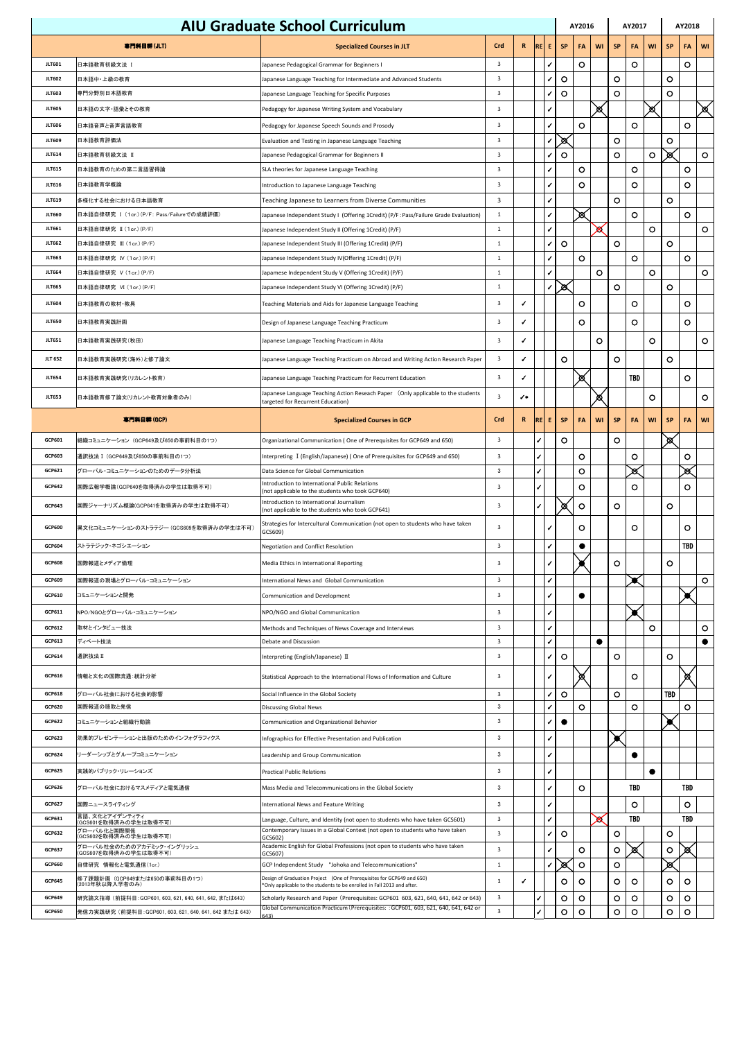# AIU Graduate School Curriculum

| | 専門科目群(JLT) | Specialized Courses in JLT | Crd | R | RE | E | AY2016 SP | AY2016 FA | AY2016 WI | AY2017 SP | AY2017 FA | AY2017 WI | AY2018 SP | AY2018 FA | AY2018 WI |
|---|---|---|---|---|---|---|---|---|---|---|---|---|---|---|---|
| JLT601 | 日本語教育初級文法 I | Japanese Pedagogical Grammar for Beginners I | 3 | | | ✓ | | ○ | | | ○ | | | ○ | |
| JLT602 | 日本語中・上級の教育 | Japanese Language Teaching for Intermediate and Advanced Students | 3 | | | ✓ | ○ | | | ○ | | | ○ | | |
| JLT603 | 専門分野別日本語教育 | Japanese Language Teaching for Specific Purposes | 3 | | | ✓ | ○ | | | ○ | | | ○ | | |
| JLT605 | 日本語の文字・語彙とその教育 | Pedagogy for Japanese Writing System and Vocabulary | 3 | | | ✓ | | | ⊗ | | | ⊗ | | | ⊗ |
| JLT606 | 日本語音声と音声言語教育 | Pedagogy for Japanese Speech Sounds and Prosody | 3 | | | ✓ | | ○ | | | ○ | | | ○ | |
| JLT609 | 日本語教育評価法 | Evaluation and Testing in Japanese Language Teaching | 3 | | | ✓ | ⊗ | | | ○ | | | ○ | | |
| JLT614 | 日本語教育初級文法 II | Japanese Pedagogical Grammar for Beginners II | 3 | | | ✓ | ○ | | | ○ | | ○ | ⊗ | | ○ |
| JLT615 | 日本語教育のための第二言語習得論 | SLA theories for Japanese Language Teaching | 3 | | | ✓ | | ○ | | | ○ | | | ○ | |
| JLT616 | 日本語教育学概論 | Introduction to Japanese Language Teaching | 3 | | | ✓ | | ○ | | | ○ | | | ○ | |
| JLT619 | 多様化する社会における日本語教育 | Teaching Japanese to Learners from Diverse Communities | 3 | | | ✓ | | | | ○ | | | ○ | | |
| JLT660 | 日本語自律研究 I(1cr.)(P/F:Pass/Failureでの成績評価) | Japanese Independent Study I (Offering 1Credit) (P/F :Pass/Failure Grade Evaluation) | 1 | | | ✓ | | ⊗ | | | ○ | | | ○ | |
| JLT661 | 日本語自律研究 II(1cr.)(P/F) | Japanese Independent Study II (Offering 1Credit) (P/F) | 1 | | | ✓ | | | ⊗ | | | ○ | | | ○ |
| JLT662 | 日本語自律研究 III(1cr.)(P/F) | Japanese Independent Study III (Offering 1Credit) (P/F) | 1 | | | ✓ | ○ | | | ○ | | | ○ | | |
| JLT663 | 日本語自律研究 IV(1cr.)(P/F) | Japanese Independent Study IV(Offering 1Credit) (P/F) | 1 | | | ✓ | | ○ | | | ○ | | | ○ | |
| JLT664 | 日本語自律研究 V(1cr.)(P/F) | Japamese Independent Study V (Offering 1Credit) (P/F) | 1 | | | ✓ | | | ○ | | | ○ | | | ○ |
| JLT665 | 日本語自律研究 VI(1cr.)(P/F) | Japanese Independent Study VI (Offering 1Credit) (P/F) | 1 | | | ✓ | ⊗ | | | ○ | | | ○ | | |
| JLT604 | 日本語教育の教材・教具 | Teaching Materials and Aids for Japanese Language Teaching | 3 | ✓ | | | | ○ | | | ○ | | | ○ | |
| JLT650 | 日本語教育実践計画 | Design of Japanese Language Teaching Practicum | 3 | ✓ | | | | ○ | | | ○ | | | ○ | |
| JLT651 | 日本語教育実践研究(秋田) | Japanese Language Teaching Practicum in Akita | 3 | ✓ | | | | | ○ | | | ○ | | | ○ |
| JLT 652 | 日本語教育実践研究(海外)と修了論文 | Japanese Language Teaching Practicum on Abroad and Writing Action Research Paper | 3 | ✓ | | | ○ | | | ○ | | | ○ | | |
| JLT654 | 日本語教育実践研究(リカレント教育) | Japanese Language Teaching Practicum for Recurrent Education | 3 | ✓ | | | | ⊗ | | | TBD | | | ○ | |
| JLT653 | 日本語教育修了論文(リカレント教育対象者のみ) | Japanese Language Teaching Action Research Paper (Only applicable to the students targeted for Recurrent Education) | 3 | ✓* | | | | | ⊗ | | | ○ | | | ○ |

| | 専門科目群(GCP) | Specialized Courses in GCP | Crd | R | RE | E | AY2016 SP | AY2016 FA | AY2016 WI | AY2017 SP | AY2017 FA | AY2017 WI | AY2018 SP | AY2018 FA | AY2018 WI |
|---|---|---|---|---|---|---|---|---|---|---|---|---|---|---|---|
| GCP601 | 組織コミュニケーション(GCP649及び650の事前科目の1つ) | Organizational Communication ( One of Prerequisites for GCP649 and 650) | 3 | | ✓ | | ○ | | | ○ | | | ⊗ | | |
| GCP603 | 通訳技法 I(GCP649及び650の事前科目の1つ) | Interpreting I (English/Japanese) ( One of Prerequisites for GCP649 and 650) | 3 | | ✓ | | | ○ | | | ○ | | | ○ | |
| GCP621 | グローバル・コミュニケーションのためのデータ分析法 | Data Science for Global Communication | 3 | | ✓ | | | ○ | | | ⊗ | | | ⊗ | |
| GCP642 | 国際広報学概論(GCP640を取得済みの学生は取得不可) | Introduction to International Public Relations (not applicable to the students who took GCP640) | 3 | | ✓ | | | ○ | | | ○ | | | ○ | |
| GCP643 | 国際ジャーナリズム概論(GCP641を取得済みの学生は取得不可) | Introduction to International Journalism (not applicable to the students who took GCP641) | 3 | | ✓ | | ⊗ | ○ | | ○ | | | ○ | | |
| GCP600 | 異文化コミュニケーションのストラテジー(GCS609を取得済みの学生は不可) | Strategies for Intercultural Communication (not open to students who have taken GCS609) | 3 | | | ✓ | | ○ | | | ○ | | | ○ | |
| GCP604 | ストラテジック・ネゴシエーション | Negotiation and Conflict Resolution | 3 | | | ✓ | | ● | | | | | | TBD | |
| GCP608 | 国際報道とメディア倫理 | Media Ethics in International Reporting | 3 | | | ✓ | | ●／ | | ○ | | | ○ | | |
| GCP609 | 国際報道の現場とグローバル・コミュニケーション | International News and Global Communication | 3 | | | ✓ | | | | | ●／ | | | | ○ |
| GCP610 | コミュニケーションと開発 | Communication and Development | 3 | | | ✓ | | ● | | | | | | ●／ | |
| GCP611 | NPO/NGOとグローバル・コミュニケーション | NPO/NGO and Global Communication | 3 | | | ✓ | | | | | ●／ | | | | |
| GCP612 | 取材とインタビュー技法 | Methods and Techniques of News Coverage and Interviews | 3 | | | ✓ | | | | | | ○ | | | ○ |
| GCP613 | ディベート技法 | Debate and Discussion | 3 | | | ✓ | | | ● | | | | | | ● |
| GCP614 | 通訳技法 II | Interpreting (English/Japanese) II | 3 | | | ✓ | ○ | | | ○ | | | ○ | | |
| GCP616 | 情報と文化の国際流通:統計分析 | Statistical Approach to the International Flows of Information and Culture | 3 | | | ✓ | | ⊗ | | | ○ | | | ⊗ | |
| GCP618 | グローバル社会における社会的影響 | Social Influence in the Global Society | 3 | | | ✓ | ○ | | | ○ | | | TBD | | |
| GCP620 | 国際報道の聴取と発信 | Discussing Global News | 3 | | | ✓ | | ○ | | | ○ | | | ○ | |
| GCP622 | コミュニケーションと組織行動論 | Communication and Organizational Behavior | 3 | | | ✓ | ● | | | | | | ●／ | | |
| GCP623 | 効果的プレゼンテーションと出版のためのインフォグラフィクス | Infographics for Effective Presentation and Publication | 3 | | | ✓ | | | | ●／ | | | | | |
| GCP624 | リーダーシップとグループコミュニケーション | Leadership and Group Communication | 3 | | | ✓ | | | | | ● | | | | |
| GCP625 | 実践的パブリック・リレーションズ | Practical Public Relations | 3 | | | ✓ | | | | | | ● | | | |
| GCP626 | グローバル社会におけるマスメディアと電気通信 | Mass Media and Telecommunications in the Global Society | 3 | | | ✓ | | ○ | | | TBD | | | TBD | |
| GCP627 | 国際ニューライティング | International News and Feature Writing | 3 | | | ✓ | | | | | ○ | | | ○ | |
| GCP631 | 言語、文化とアイデンティティ(GCS601を取得済みの学生は取得不可) | Language, Culture, and Identity (not open to students who have taken GCS601) | 3 | | | ✓ | | | ⊗ | | TBD | | | TBD | |
| GCP632 | グローバル化と国際関係(GCS602を取得済みの学生は取得不可) | Contemporary Issues in a Global Context (not open to students who have taken GCS602) | 3 | | | ✓ | ○ | | | ○ | | | ○ | | |
| GCP637 | グローバル社会のためのアカデミック・イングリッシュ(GCS607を取得済みの学生は取得不可) | Academic English for Global Professions (not open to students who have taken GCS607) | 3 | | | ✓ | | ○ | | ○ | ⊗ | | ○ | ⊗ | |
| GCP660 | 自律研究 情報化と電気通信(1cr.) | GCP Independent Study "Johoka and Telecommunications" | 1 | | | ✓ | ⊗ | ○ | | ○ | | | ⊗ | | |
| GCP645 | 修了課題計画(GCP649または650の事前科目の1つ)(2013年秋以降入学者のみ) | Design of Graduation Project (One of Prerequisites for GCP649 and 650) *Only applicable to the students to be enrolled in Fall 2013 and after. | 1 | ✓ | | | ○ | ○ | | ○ | ○ | | ○ | ○ | |
| GCP649 | 研究論文指導(前提科目:GCP601, 603, 621, 640, 641, 642, または643) | Scholarly Research and Paper (Prerequisites: GCP601 603, 621, 640, 641, 642 or 643) | 3 | | ✓ | | ○ | ○ | | ○ | ○ | | ○ | ○ | |
| GCP650 | 発信力実践研究(前提科目:GCP601, 603, 621, 640, 641, 642 または 643) | Global Communication Practicum (Prerequisites: :GCP601, 603, 621, 640, 641, 642 or 643) | 3 | | ✓ | | ○ | ○ | | ○ | ○ | | ○ | ○ | |